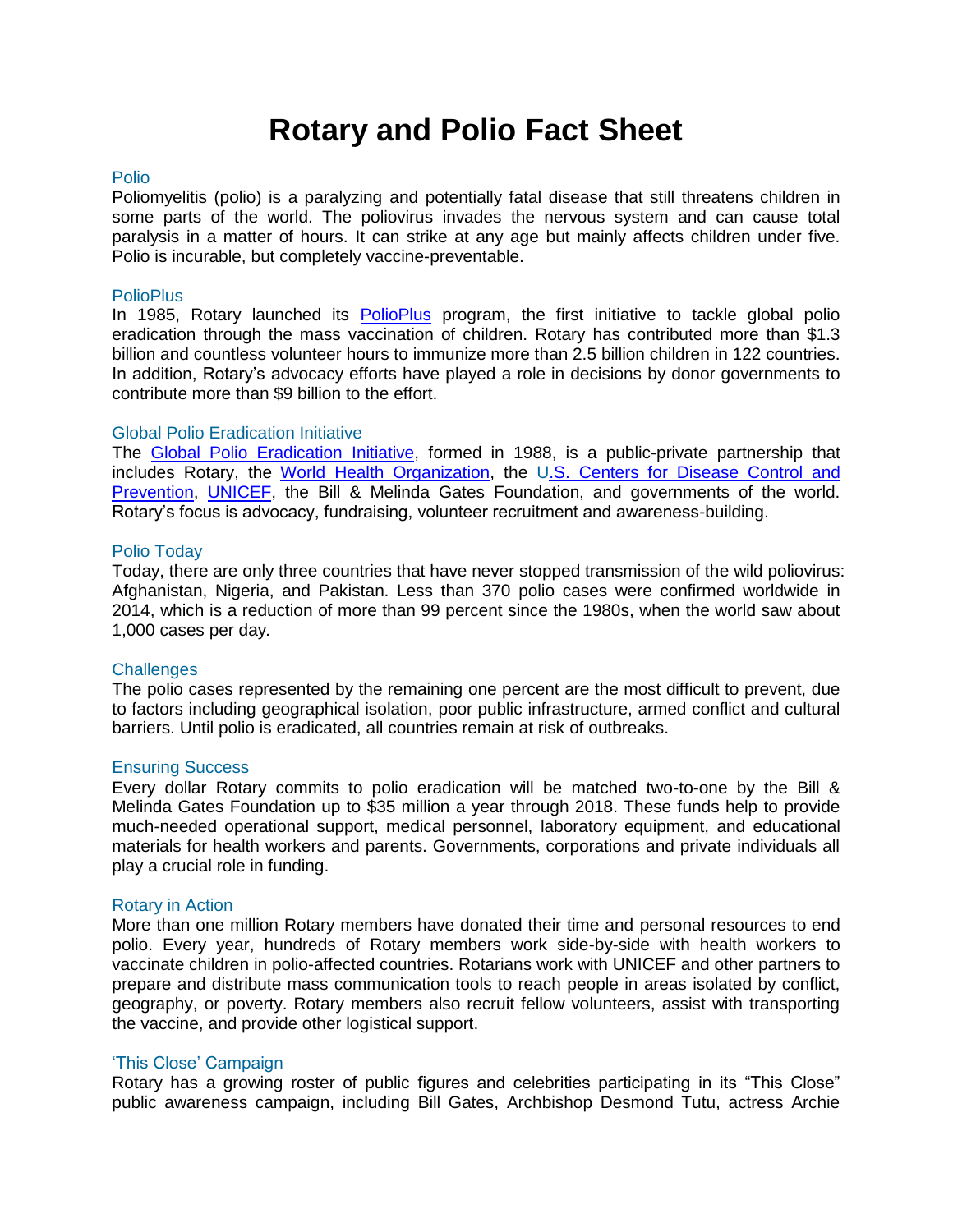# Rotary and Polio Fact Sheet

## Polio

Poliomyelitis (polio) is a paralyzing and potentially fatal disease that still threatens children in some parts of the world. The poliovirus invades the nervous system and can cause total paralysis in a matter of hours. It can strike at any age but mainly affects children under five. Polio is incurable, but completely vaccine-preventable.

## PolioPlus

In 1985, Rotary launched its PolioPlus program, the first initiative to tackle global polio eradication through the mass vaccination of children. Rotary has contributed more than $1.3 billion and countless volunteer hours to immunize more than 2.5 billion children in 122 countries. In addition, Rotary's advocacy efforts have played a role in decisions by donor governments to contribute more than $9 billion to the effort.

## Global Polio Eradication Initiative

The Global Polio Eradication Initiative, formed in 1988, is a public-private partnership that includes Rotary, the World Health Organization, the U.S. Centers for Disease Control and Prevention, UNICEF, the Bill & Melinda Gates Foundation, and governments of the world. Rotary's focus is advocacy, fundraising, volunteer recruitment and awareness-building.

## Polio Today

Today, there are only three countries that have never stopped transmission of the wild poliovirus: Afghanistan, Nigeria, and Pakistan. Less than 370 polio cases were confirmed worldwide in 2014, which is a reduction of more than 99 percent since the 1980s, when the world saw about 1,000 cases per day.

## Challenges

The polio cases represented by the remaining one percent are the most difficult to prevent, due to factors including geographical isolation, poor public infrastructure, armed conflict and cultural barriers. Until polio is eradicated, all countries remain at risk of outbreaks.

## Ensuring Success

Every dollar Rotary commits to polio eradication will be matched two-to-one by the Bill & Melinda Gates Foundation up to $35 million a year through 2018. These funds help to provide much-needed operational support, medical personnel, laboratory equipment, and educational materials for health workers and parents. Governments, corporations and private individuals all play a crucial role in funding.

## Rotary in Action

More than one million Rotary members have donated their time and personal resources to end polio. Every year, hundreds of Rotary members work side-by-side with health workers to vaccinate children in polio-affected countries. Rotarians work with UNICEF and other partners to prepare and distribute mass communication tools to reach people in areas isolated by conflict, geography, or poverty. Rotary members also recruit fellow volunteers, assist with transporting the vaccine, and provide other logistical support.

## 'This Close' Campaign

Rotary has a growing roster of public figures and celebrities participating in its "This Close" public awareness campaign, including Bill Gates, Archbishop Desmond Tutu, actress Archie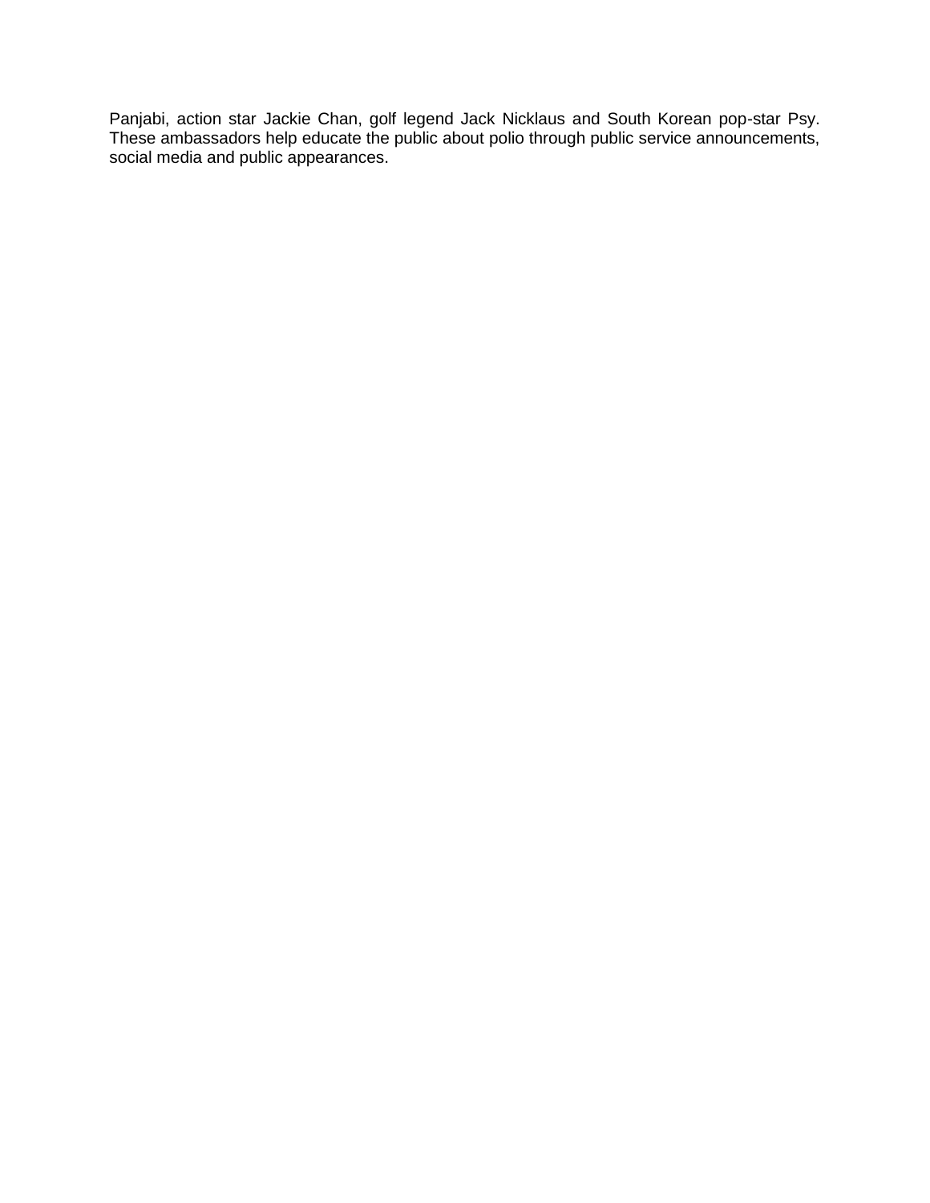Panjabi, action star Jackie Chan, golf legend Jack Nicklaus and South Korean pop-star Psy. These ambassadors help educate the public about polio through public service announcements, social media and public appearances.